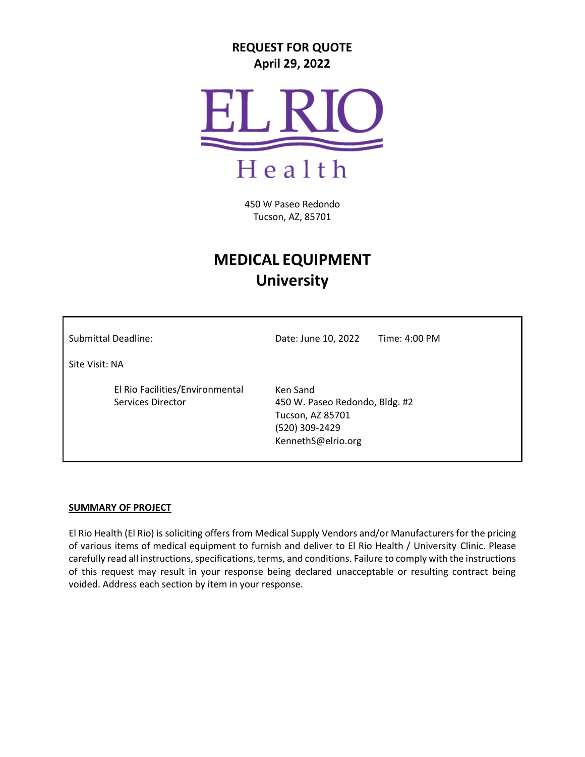**REQUEST FOR QUOTE**
**April 29, 2022**

EL RIO
Health

450 W Paseo Redondo
Tucson, AZ, 85701

# MEDICAL EQUIPMENT
## University

| | |
|---|---|
| Submittal Deadline: | Date: June 10, 2022 Time: 4:00 PM |
| Site Visit: NA | |
| El Rio Facilities/Environmental Services Director | Ken Sand<br>450 W. Paseo Redondo, Bldg. #2<br>Tucson, AZ 85701<br>(520) 309-2429<br>KennethS@elrio.org |

**SUMMARY OF PROJECT**

El Rio Health (El Rio) is soliciting offers from Medical Supply Vendors and/or Manufacturers for the pricing of various items of medical equipment to furnish and deliver to El Rio Health / University Clinic. Please carefully read all instructions, specifications, terms, and conditions. Failure to comply with the instructions of this request may result in your response being declared unacceptable or resulting contract being voided. Address each section by item in your response.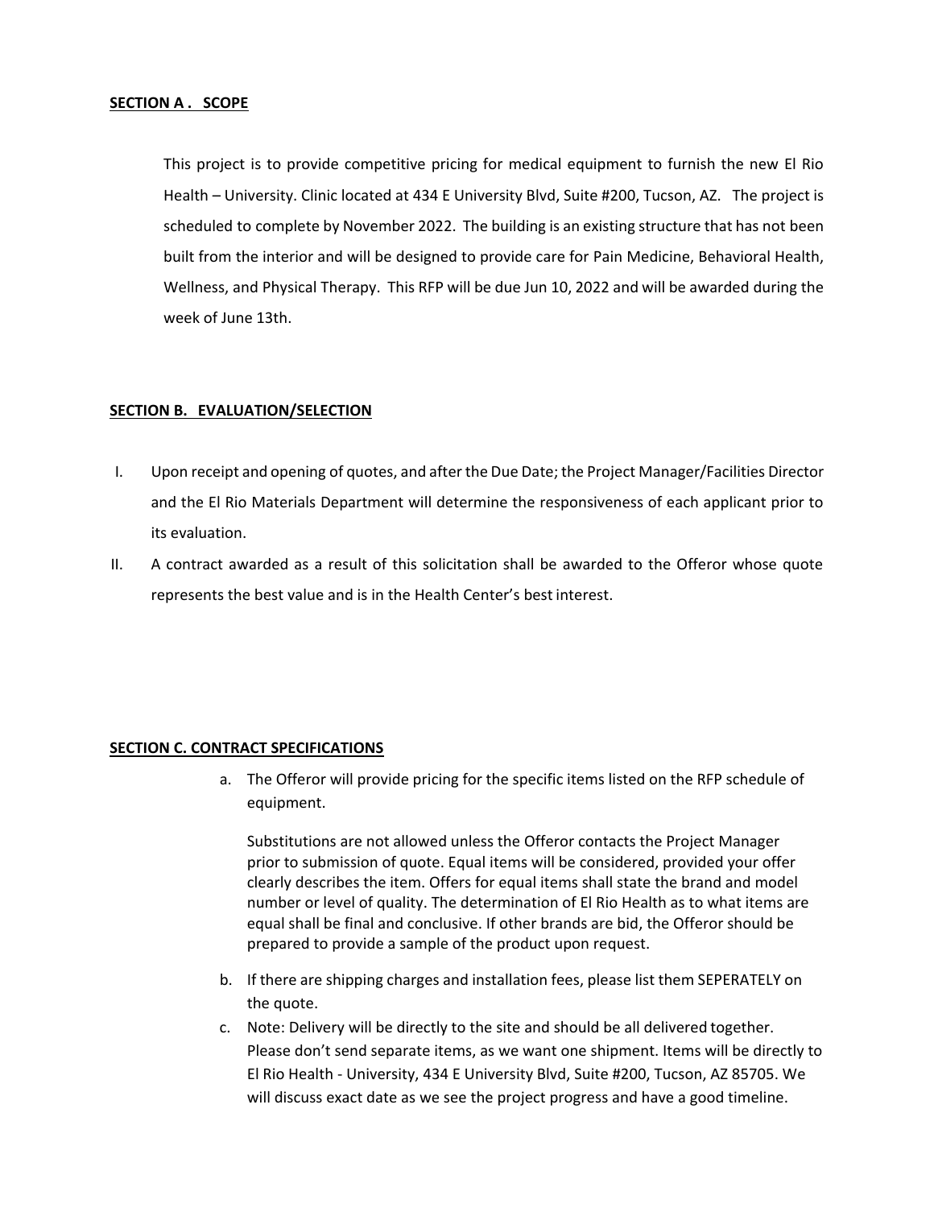**SECTION A . SCOPE**

This project is to provide competitive pricing for medical equipment to furnish the new El Rio Health – University. Clinic located at 434 E University Blvd, Suite #200, Tucson, AZ. The project is scheduled to complete by November 2022. The building is an existing structure that has not been built from the interior and will be designed to provide care for Pain Medicine, Behavioral Health, Wellness, and Physical Therapy. This RFP will be due Jun 10, 2022 and will be awarded during the week of June 13th.

**SECTION B. EVALUATION/SELECTION**

I. Upon receipt and opening of quotes, and after the Due Date; the Project Manager/Facilities Director and the El Rio Materials Department will determine the responsiveness of each applicant prior to its evaluation.

II. A contract awarded as a result of this solicitation shall be awarded to the Offeror whose quote represents the best value and is in the Health Center's best interest.

**SECTION C. CONTRACT SPECIFICATIONS**

a. The Offeror will provide pricing for the specific items listed on the RFP schedule of equipment.

   Substitutions are not allowed unless the Offeror contacts the Project Manager prior to submission of quote. Equal items will be considered, provided your offer clearly describes the item. Offers for equal items shall state the brand and model number or level of quality. The determination of El Rio Health as to what items are equal shall be final and conclusive. If other brands are bid, the Offeror should be prepared to provide a sample of the product upon request.

b. If there are shipping charges and installation fees, please list them SEPERATELY on the quote.

c. Note: Delivery will be directly to the site and should be all delivered together. Please don't send separate items, as we want one shipment. Items will be directly to El Rio Health - University, 434 E University Blvd, Suite #200, Tucson, AZ 85705. We will discuss exact date as we see the project progress and have a good timeline.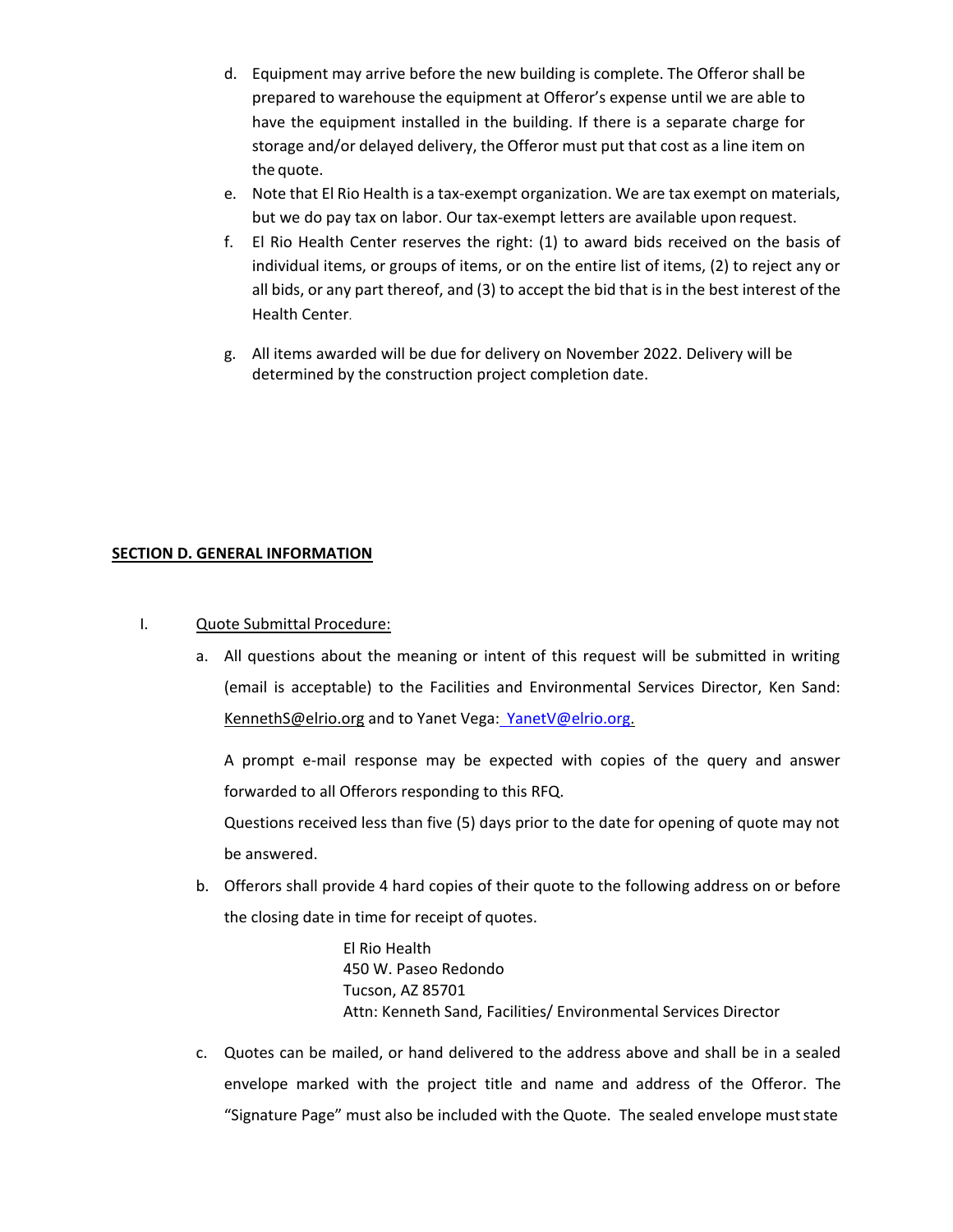d. Equipment may arrive before the new building is complete. The Offeror shall be prepared to warehouse the equipment at Offeror's expense until we are able to have the equipment installed in the building. If there is a separate charge for storage and/or delayed delivery, the Offeror must put that cost as a line item on the quote.

e. Note that El Rio Health is a tax-exempt organization. We are tax exempt on materials, but we do pay tax on labor. Our tax-exempt letters are available upon request.

f. El Rio Health Center reserves the right: (1) to award bids received on the basis of individual items, or groups of items, or on the entire list of items, (2) to reject any or all bids, or any part thereof, and (3) to accept the bid that is in the best interest of the Health Center.

g. All items awarded will be due for delivery on November 2022. Delivery will be determined by the construction project completion date.

## SECTION D. GENERAL INFORMATION

I. Quote Submittal Procedure:

a. All questions about the meaning or intent of this request will be submitted in writing (email is acceptable) to the Facilities and Environmental Services Director, Ken Sand: KennethS@elrio.org and to Yanet Vega: YanetV@elrio.org.

   A prompt e-mail response may be expected with copies of the query and answer forwarded to all Offerors responding to this RFQ.

   Questions received less than five (5) days prior to the date for opening of quote may not be answered.

b. Offerors shall provide 4 hard copies of their quote to the following address on or before the closing date in time for receipt of quotes.

   El Rio Health
   450 W. Paseo Redondo
   Tucson, AZ 85701
   Attn: Kenneth Sand, Facilities/ Environmental Services Director

c. Quotes can be mailed, or hand delivered to the address above and shall be in a sealed envelope marked with the project title and name and address of the Offeror. The "Signature Page" must also be included with the Quote. The sealed envelope must state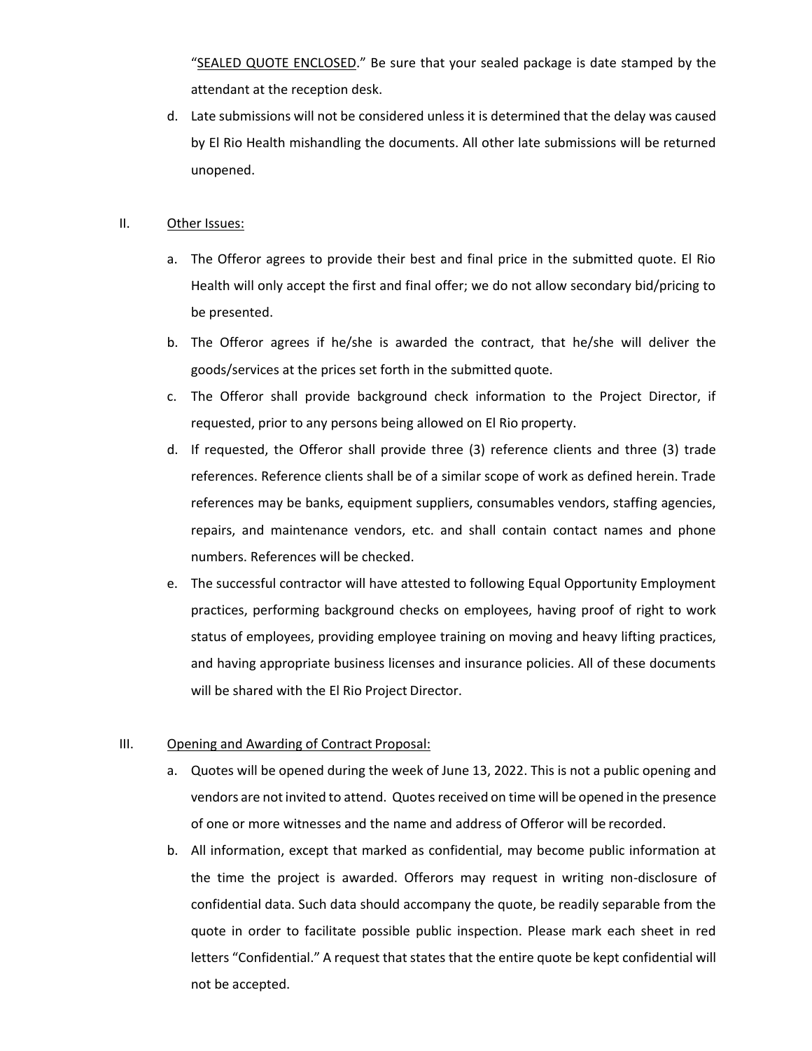“<u>SEALED QUOTE ENCLOSED</u>.” Be sure that your sealed package is date stamped by the attendant at the reception desk.

d. Late submissions will not be considered unless it is determined that the delay was caused by El Rio Health mishandling the documents. All other late submissions will be returned unopened.

II. <u>Other Issues:</u>

a. The Offeror agrees to provide their best and final price in the submitted quote. El Rio Health will only accept the first and final offer; we do not allow secondary bid/pricing to be presented.

b. The Offeror agrees if he/she is awarded the contract, that he/she will deliver the goods/services at the prices set forth in the submitted quote.

c. The Offeror shall provide background check information to the Project Director, if requested, prior to any persons being allowed on El Rio property.

d. If requested, the Offeror shall provide three (3) reference clients and three (3) trade references. Reference clients shall be of a similar scope of work as defined herein. Trade references may be banks, equipment suppliers, consumables vendors, staffing agencies, repairs, and maintenance vendors, etc. and shall contain contact names and phone numbers. References will be checked.

e. The successful contractor will have attested to following Equal Opportunity Employment practices, performing background checks on employees, having proof of right to work status of employees, providing employee training on moving and heavy lifting practices, and having appropriate business licenses and insurance policies. All of these documents will be shared with the El Rio Project Director.

III. <u>Opening and Awarding of Contract Proposal:</u>

a. Quotes will be opened during the week of June 13, 2022. This is not a public opening and vendors are not invited to attend. Quotes received on time will be opened in the presence of one or more witnesses and the name and address of Offeror will be recorded.

b. All information, except that marked as confidential, may become public information at the time the project is awarded. Offerors may request in writing non-disclosure of confidential data. Such data should accompany the quote, be readily separable from the quote in order to facilitate possible public inspection. Please mark each sheet in red letters “Confidential.” A request that states that the entire quote be kept confidential will not be accepted.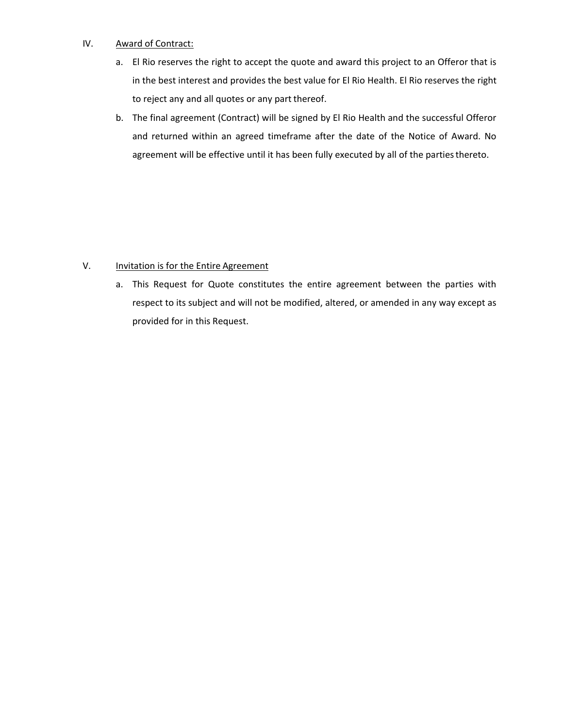IV. Award of Contract:

a. El Rio reserves the right to accept the quote and award this project to an Offeror that is in the best interest and provides the best value for El Rio Health. El Rio reserves the right to reject any and all quotes or any part thereof.

b. The final agreement (Contract) will be signed by El Rio Health and the successful Offeror and returned within an agreed timeframe after the date of the Notice of Award. No agreement will be effective until it has been fully executed by all of the parties thereto.

V. Invitation is for the Entire Agreement

a. This Request for Quote constitutes the entire agreement between the parties with respect to its subject and will not be modified, altered, or amended in any way except as provided for in this Request.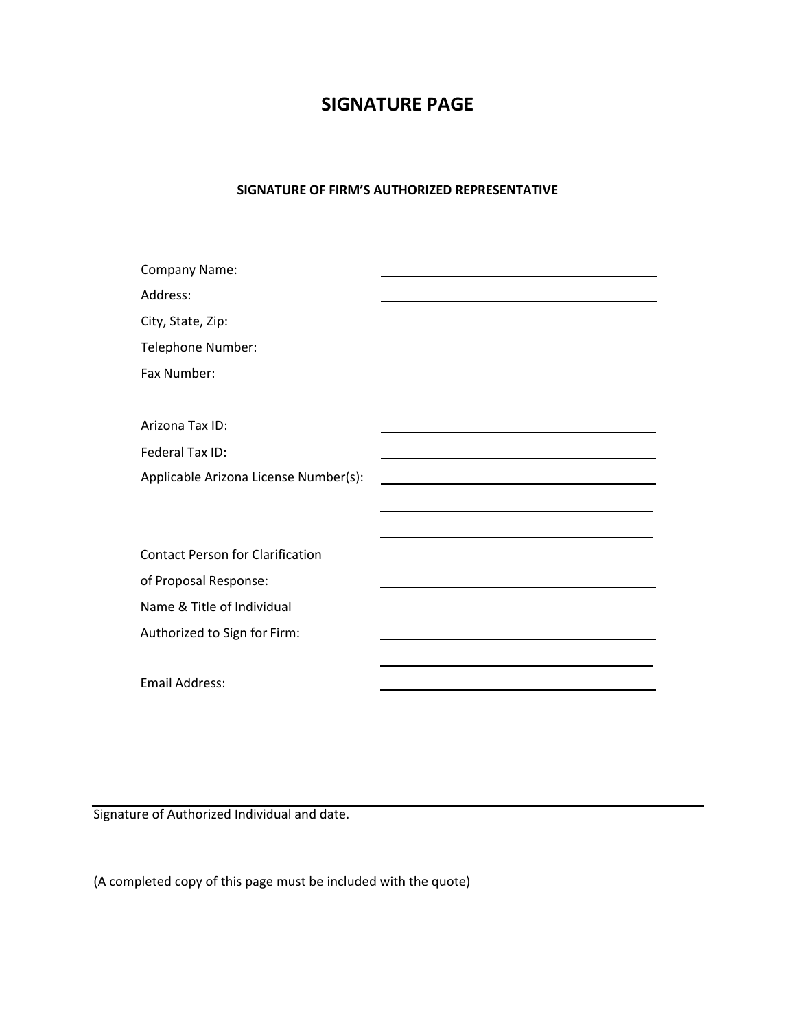# SIGNATURE PAGE

### SIGNATURE OF FIRM'S AUTHORIZED REPRESENTATIVE

Company Name: ______________________________

Address: ______________________________

City, State, Zip: ______________________________

Telephone Number: ______________________________

Fax Number: ______________________________

Arizona Tax ID: ______________________________

Federal Tax ID: ______________________________

Applicable Arizona License Number(s): ______________________________

______________________________

______________________________

Contact Person for Clarification of Proposal Response: ______________________________

Name & Title of Individual Authorized to Sign for Firm: ______________________________

______________________________

Email Address: ______________________________

______________________________
Signature of Authorized Individual and date.

(A completed copy of this page must be included with the quote)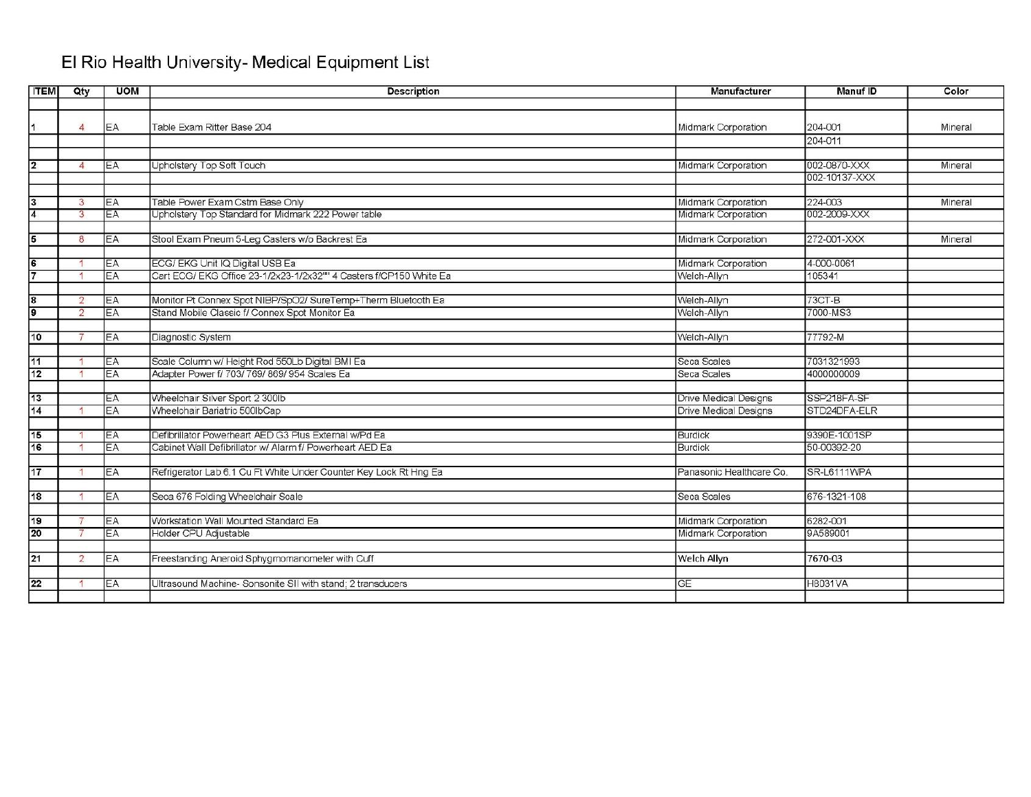# El Rio Health University- Medical Equipment List

| ITEM | Qty | UOM | Description | Manufacturer | Manuf ID | Color |
|---|---|---|---|---|---|---|
| 1 | 4 | EA | Table Exam Ritter Base 204 | Midmark Corporation | 204-001 | Mineral |
| | | | | | 204-011 | |
| 2 | 4 | EA | Upholstery Top Soft Touch | Midmark Corporation | 002-0870-XXX | Mineral |
| | | | | | 002-10137-XXX | |
| 3 | 3 | EA | Table Power Exam Cstm Base Only | Midmark Corporation | 224-003 | Mineral |
| 4 | 3 | EA | Upholstery Top Standard for Midmark 222 Power table | Midmark Corporation | 002-2009-XXX | |
| 5 | 8 | EA | Stool Exam Pneum 5-Leg Casters w/o Backrest Ea | Midmark Corporation | 272-001-XXX | Mineral |
| 6 | 1 | EA | ECG/ EKG Unit IQ Digital USB Ea | Midmark Corporation | 4-000-0061 | |
| 7 | 1 | EA | Cart ECG/ EKG Office 23-1/2x23-1/2x32"" 4 Casters f/CP150 White Ea | Welch-Allyn | 105341 | |
| 8 | 2 | EA | Monitor Pt Connex Spot NIBP/SpO2/ SureTemp+Therm Bluetooth Ea | Welch-Allyn | 73CT-B | |
| 9 | 2 | EA | Stand Mobile Classic f/ Connex Spot Monitor Ea | Welch-Allyn | 7000-MS3 | |
| 10 | 7 | EA | Diagnostic System | Welch-Allyn | 77792-M | |
| 11 | 1 | EA | Scale Column w/ Height Rod 550Lb Digital BMI Ea | Seca Scales | 7031321993 | |
| 12 | 1 | EA | Adapter Power f/ 703/ 769/ 869/ 954 Scales Ea | Seca Scales | 4000000009 | |
| 13 | | EA | Wheelchair Silver Sport 2 300lb | Drive Medical Designs | SSP218FA-SF | |
| 14 | 1 | EA | Wheelchair Bariatric 500lbCap | Drive Medical Designs | STD24DFA-ELR | |
| 15 | 1 | EA | Defibrillator Powerheart AED G3 Plus External w/Pd Ea | Burdick | 9390E-1001SP | |
| 16 | 1 | EA | Cabinet Wall Defibrillator w/ Alarm f/ Powerheart AED Ea | Burdick | 50-00392-20 | |
| 17 | 1 | EA | Refrigerator Lab 6.1 Cu Ft White Under Counter Key Lock Rt Hng Ea | Panasonic Healthcare Co. | SR-L6111WPA | |
| 18 | 1 | EA | Seca 676 Folding Wheelchair Scale | Seca Scales | 676-1321-108 | |
| 19 | 7 | EA | Workstation Wall Mounted Standard Ea | Midmark Corporation | 6282-001 | |
| 20 | 7 | EA | Holder CPU Adjustable | Midmark Corporation | 9A589001 | |
| 21 | 2 | EA | Freestanding Aneroid Sphygmomanometer with Cuff | Welch Allyn | 7670-03 | |
| 22 | 1 | EA | Ultrasound Machine- Sonsonite SII with stand; 2 transducers | GE | H8031VA | |